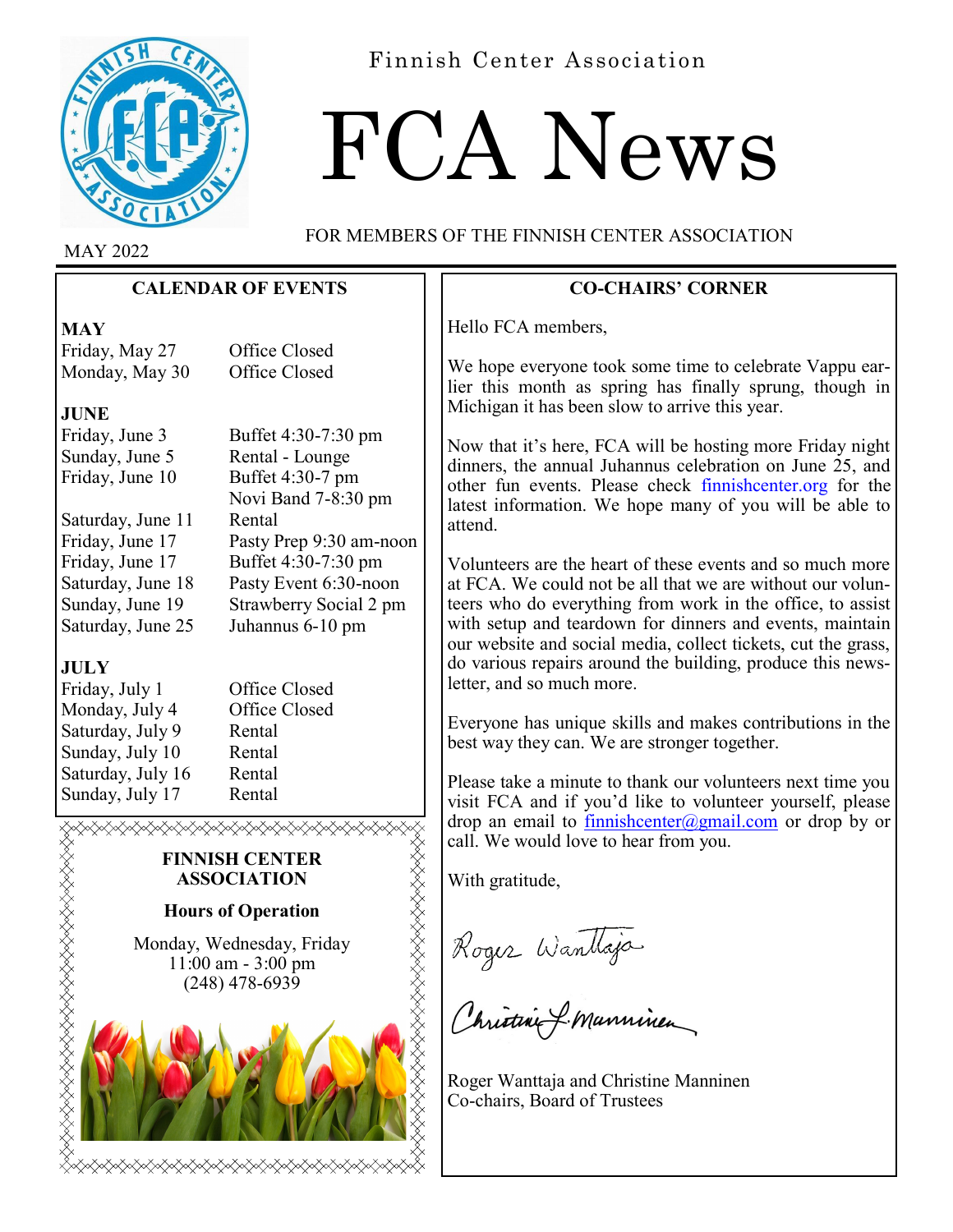Finnish Center Association

# FCA News

FOR MEMBERS OF THE FINNISH CENTER ASSOCIATION

MAY 2022

## CALENDAR OF EVENTS

**MAY**

| | |
|---|---|
| Friday, May 27 | Office Closed |
| Monday, May 30 | Office Closed |

**JUNE**

| | |
|---|---|
| Friday, June 3 | Buffet 4:30-7:30 pm |
| Sunday, June 5 | Rental - Lounge |
| Friday, June 10 | Buffet 4:30-7 pm<br>Novi Band 7-8:30 pm |
| Saturday, June 11 | Rental |
| Friday, June 17 | Pasty Prep 9:30 am-noon |
| Friday, June 17 | Buffet 4:30-7:30 pm |
| Saturday, June 18 | Pasty Event 6:30-noon |
| Sunday, June 19 | Strawberry Social 2 pm |
| Saturday, June 25 | Juhannus 6-10 pm |

**JULY**

| | |
|---|---|
| Friday, July 1 | Office Closed |
| Monday, July 4 | Office Closed |
| Saturday, July 9 | Rental |
| Sunday, July 10 | Rental |
| Saturday, July 16 | Rental |
| Sunday, July 17 | Rental |

**FINNISH CENTER ASSOCIATION**

**Hours of Operation**

Monday, Wednesday, Friday
11:00 am - 3:00 pm
(248) 478-6939

## CO-CHAIRS' CORNER

Hello FCA members,

We hope everyone took some time to celebrate Vappu earlier this month as spring has finally sprung, though in Michigan it has been slow to arrive this year.

Now that it's here, FCA will be hosting more Friday night dinners, the annual Juhannus celebration on June 25, and other fun events. Please check finnishcenter.org for the latest information. We hope many of you will be able to attend.

Volunteers are the heart of these events and so much more at FCA. We could not be all that we are without our volunteers who do everything from work in the office, to assist with setup and teardown for dinners and events, maintain our website and social media, collect tickets, cut the grass, do various repairs around the building, produce this newsletter, and so much more.

Everyone has unique skills and makes contributions in the best way they can. We are stronger together.

Please take a minute to thank our volunteers next time you visit FCA and if you'd like to volunteer yourself, please drop an email to finnishcenter@gmail.com or drop by or call. We would love to hear from you.

With gratitude,

Roger Wanttaja

Christine L. Manninen

Roger Wanttaja and Christine Manninen
Co-chairs, Board of Trustees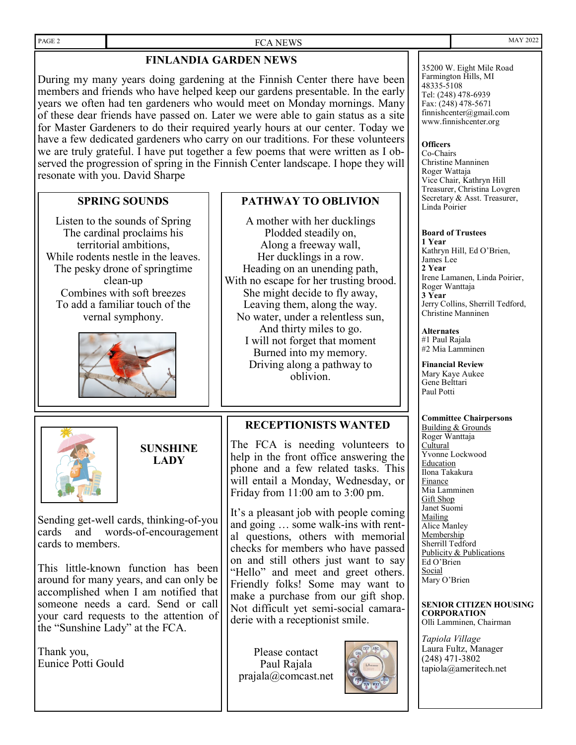## FINLANDIA GARDEN NEWS

During my many years doing gardening at the Finnish Center there have been members and friends who have helped keep our gardens presentable. In the early years we often had ten gardeners who would meet on Monday mornings. Many of these dear friends have passed on. Later we were able to gain status as a site for Master Gardeners to do their required yearly hours at our center. Today we have a few dedicated gardeners who carry on our traditions. For these volunteers we are truly grateful. I have put together a few poems that were written as I observed the progression of spring in the Finnish Center landscape. I hope they will resonate with you. David Sharpe

### SPRING SOUNDS

Listen to the sounds of Spring
The cardinal proclaims his
territorial ambitions,
While rodents nestle in the leaves.
The pesky drone of springtime
clean-up
Combines with soft breezes
To add a familiar touch of the
vernal symphony.

### PATHWAY TO OBLIVION

A mother with her ducklings
Plodded steadily on,
Along a freeway wall,
Her ducklings in a row.
Heading on an unending path,
With no escape for her trusting brood.
She might decide to fly away,
Leaving them, along the way.
No water, under a relentless sun,
And thirty miles to go.
I will not forget that moment
Burned into my memory.
Driving along a pathway to
oblivion.

### SUNSHINE LADY

Sending get-well cards, thinking-of-you cards and words-of-encouragement cards to members.

This little-known function has been around for many years, and can only be accomplished when I am notified that someone needs a card. Send or call your card requests to the attention of the "Sunshine Lady" at the FCA.

Thank you,
Eunice Potti Gould

### RECEPTIONISTS WANTED

The FCA is needing volunteers to help in the front office answering the phone and a few related tasks. This will entail a Monday, Wednesday, or Friday from 11:00 am to 3:00 pm.

It's a pleasant job with people coming and going … some walk-ins with rental questions, others with memorial checks for members who have passed on and still others just want to say "Hello" and meet and greet others. Friendly folks! Some may want to make a purchase from our gift shop. Not difficult yet semi-social camaraderie with a receptionist smile.

Please contact
Paul Rajala
prajala@comcast.net

---

35200 W. Eight Mile Road
Farmington Hills, MI
48335-5108
Tel: (248) 478-6939
Fax: (248) 478-5671
finnishcenter@gmail.com
www.finnishcenter.org

**Officers**
Co-Chairs
Christine Manninen
Roger Wattaja
Vice Chair, Kathryn Hill
Treasurer, Christina Lovgren
Secretary & Asst. Treasurer,
Linda Poirier

**Board of Trustees**
**1 Year**
Kathryn Hill, Ed O'Brien,
James Lee
**2 Year**
Irene Lamanen, Linda Poirier,
Roger Wanttaja
**3 Year**
Jerry Collins, Sherrill Tedford,
Christine Manninen

**Alternates**
#1 Paul Rajala
#2 Mia Lamminen

**Financial Review**
Mary Kaye Aukee
Gene Belttari
Paul Potti

**Committee Chairpersons**
Building & Grounds
Roger Wanttaja
Cultural
Yvonne Lockwood
Education
Ilona Takakura
Finance
Mia Lamminen
Gift Shop
Janet Suomi
Mailing
Alice Manley
Membership
Sherrill Tedford
Publicity & Publications
Ed O'Brien
Social
Mary O'Brien

**SENIOR CITIZEN HOUSING CORPORATION**
Olli Lamminen, Chairman

*Tapiola Village*
Laura Fultz, Manager
(248) 471-3802
tapiola@ameritech.net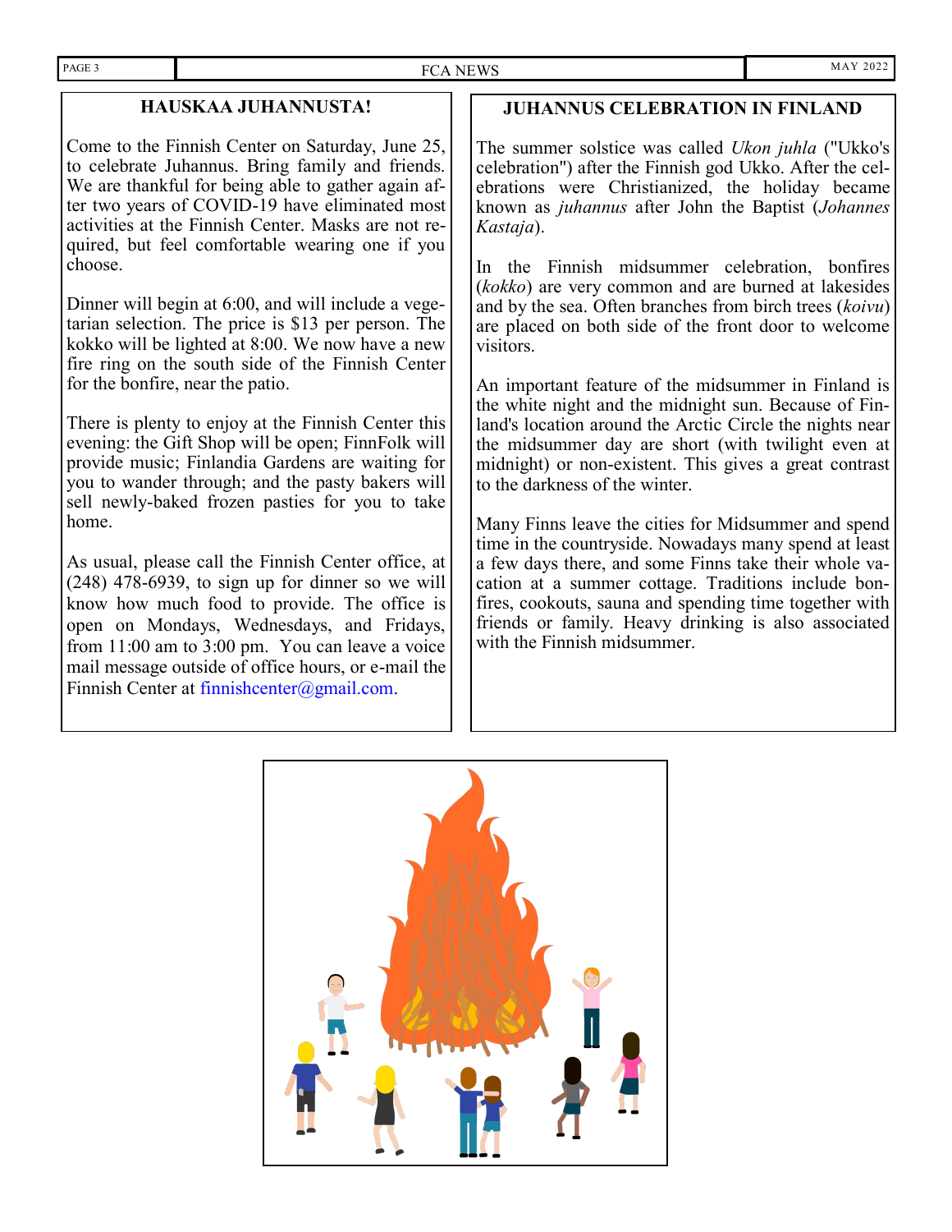## HAUSKAA JUHANNUSTA!

Come to the Finnish Center on Saturday, June 25, to celebrate Juhannus. Bring family and friends. We are thankful for being able to gather again after two years of COVID-19 have eliminated most activities at the Finnish Center. Masks are not required, but feel comfortable wearing one if you choose.

Dinner will begin at 6:00, and will include a vegetarian selection. The price is $13 per person. The kokko will be lighted at 8:00. We now have a new fire ring on the south side of the Finnish Center for the bonfire, near the patio.

There is plenty to enjoy at the Finnish Center this evening: the Gift Shop will be open; FinnFolk will provide music; Finlandia Gardens are waiting for you to wander through; and the pasty bakers will sell newly-baked frozen pasties for you to take home.

As usual, please call the Finnish Center office, at (248) 478-6939, to sign up for dinner so we will know how much food to provide. The office is open on Mondays, Wednesdays, and Fridays, from 11:00 am to 3:00 pm. You can leave a voice mail message outside of office hours, or e-mail the Finnish Center at finnishcenter@gmail.com.

## JUHANNUS CELEBRATION IN FINLAND

The summer solstice was called *Ukon juhla* ("Ukko's celebration") after the Finnish god Ukko. After the celebrations were Christianized, the holiday became known as *juhannus* after John the Baptist (*Johannes Kastaja*).

In the Finnish midsummer celebration, bonfires (*kokko*) are very common and are burned at lakesides and by the sea. Often branches from birch trees (*koivu*) are placed on both side of the front door to welcome visitors.

An important feature of the midsummer in Finland is the white night and the midnight sun. Because of Finland's location around the Arctic Circle the nights near the midsummer day are short (with twilight even at midnight) or non-existent. This gives a great contrast to the darkness of the winter.

Many Finns leave the cities for Midsummer and spend time in the countryside. Nowadays many spend at least a few days there, and some Finns take their whole vacation at a summer cottage. Traditions include bonfires, cookouts, sauna and spending time together with friends or family. Heavy drinking is also associated with the Finnish midsummer.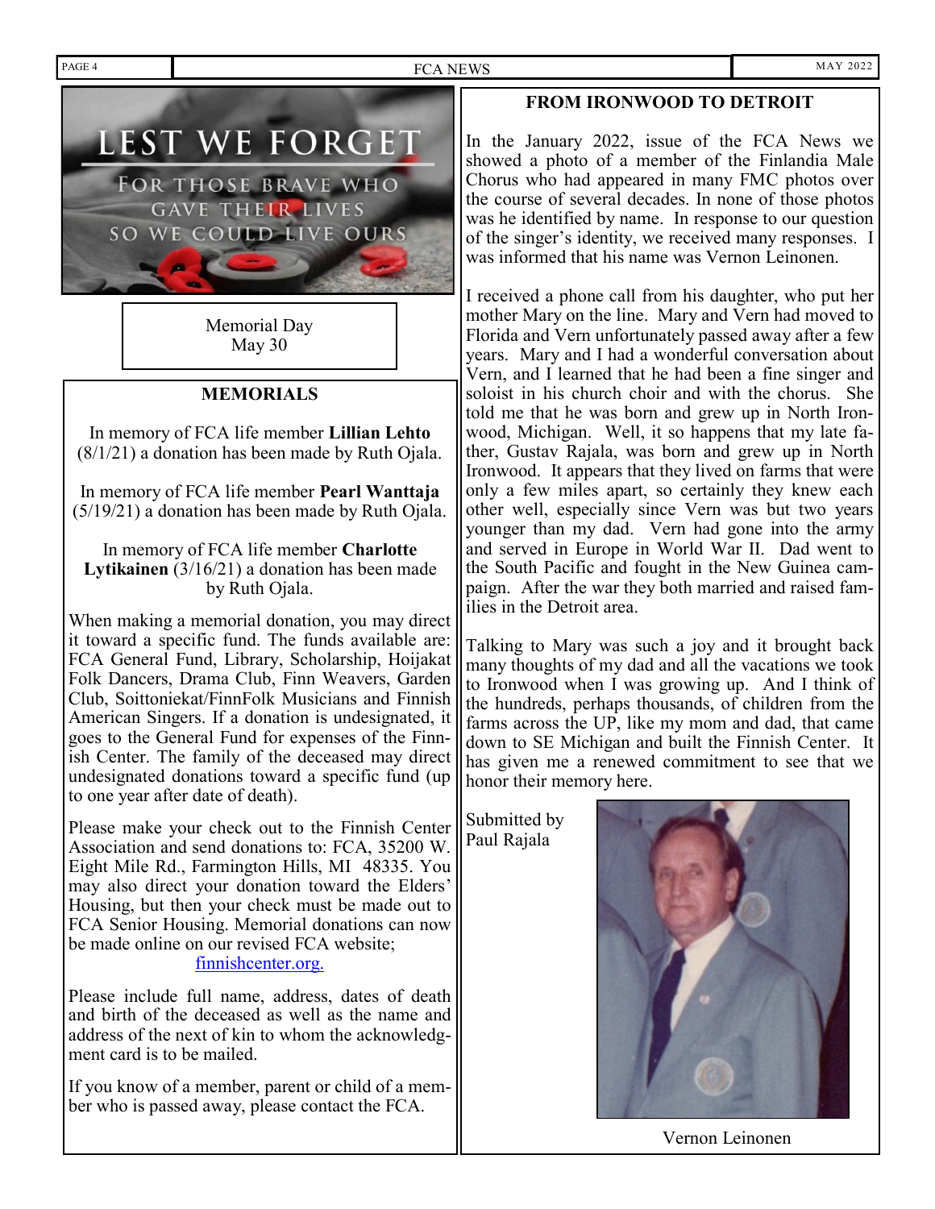# LEST WE FORGET

FOR THOSE BRAVE WHO GAVE THEIR LIVES SO WE COULD LIVE OURS

Memorial Day
May 30

## MEMORIALS

In memory of FCA life member **Lillian Lehto** (8/1/21) a donation has been made by Ruth Ojala.

In memory of FCA life member **Pearl Wanttaja** (5/19/21) a donation has been made by Ruth Ojala.

In memory of FCA life member **Charlotte Lytikainen** (3/16/21) a donation has been made by Ruth Ojala.

When making a memorial donation, you may direct it toward a specific fund. The funds available are: FCA General Fund, Library, Scholarship, Hoijakat Folk Dancers, Drama Club, Finn Weavers, Garden Club, Soittoniekat/FinnFolk Musicians and Finnish American Singers. If a donation is undesignated, it goes to the General Fund for expenses of the Finnish Center. The family of the deceased may direct undesignated donations toward a specific fund (up to one year after date of death).

Please make your check out to the Finnish Center Association and send donations to: FCA, 35200 W. Eight Mile Rd., Farmington Hills, MI 48335. You may also direct your donation toward the Elders' Housing, but then your check must be made out to FCA Senior Housing. Memorial donations can now be made online on our revised FCA website; finnishcenter.org.

Please include full name, address, dates of death and birth of the deceased as well as the name and address of the next of kin to whom the acknowledgment card is to be mailed.

If you know of a member, parent or child of a member who is passed away, please contact the FCA.

## FROM IRONWOOD TO DETROIT

In the January 2022, issue of the FCA News we showed a photo of a member of the Finlandia Male Chorus who had appeared in many FMC photos over the course of several decades. In none of those photos was he identified by name. In response to our question of the singer's identity, we received many responses. I was informed that his name was Vernon Leinonen.

I received a phone call from his daughter, who put her mother Mary on the line. Mary and Vern had moved to Florida and Vern unfortunately passed away after a few years. Mary and I had a wonderful conversation about Vern, and I learned that he had been a fine singer and soloist in his church choir and with the chorus. She told me that he was born and grew up in North Ironwood, Michigan. Well, it so happens that my late father, Gustav Rajala, was born and grew up in North Ironwood. It appears that they lived on farms that were only a few miles apart, so certainly they knew each other well, especially since Vern was but two years younger than my dad. Vern had gone into the army and served in Europe in World War II. Dad went to the South Pacific and fought in the New Guinea campaign. After the war they both married and raised families in the Detroit area.

Talking to Mary was such a joy and it brought back many thoughts of my dad and all the vacations we took to Ironwood when I was growing up. And I think of the hundreds, perhaps thousands, of children from the farms across the UP, like my mom and dad, that came down to SE Michigan and built the Finnish Center. It has given me a renewed commitment to see that we honor their memory here.

Submitted by Paul Rajala

Vernon Leinonen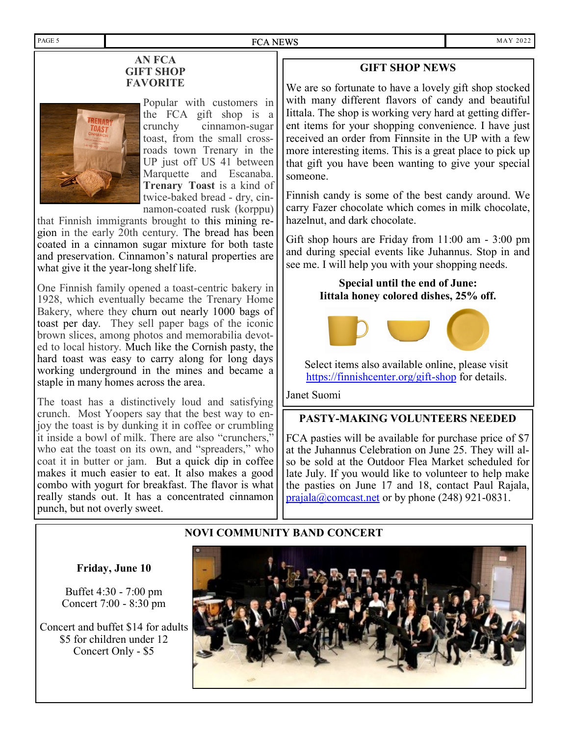## AN FCA GIFT SHOP FAVORITE

Popular with customers in the FCA gift shop is a crunchy cinnamon-sugar toast, from the small cross-roads town Trenary in the UP just off US 41 between Marquette and Escanaba. **Trenary Toast** is a kind of twice-baked bread - dry, cinnamon-coated rusk (korppu) that Finnish immigrants brought to this mining region in the early 20th century. The bread has been coated in a cinnamon sugar mixture for both taste and preservation. Cinnamon's natural properties are what give it the year-long shelf life.

One Finnish family opened a toast-centric bakery in 1928, which eventually became the Trenary Home Bakery, where they churn out nearly 1000 bags of toast per day. They sell paper bags of the iconic brown slices, among photos and memorabilia devoted to local history. Much like the Cornish pasty, the hard toast was easy to carry along for long days working underground in the mines and became a staple in many homes across the area.

The toast has a distinctively loud and satisfying crunch. Most Yoopers say that the best way to enjoy the toast is by dunking it in coffee or crumbling it inside a bowl of milk. There are also "crunchers," who eat the toast on its own, and "spreaders," who coat it in butter or jam. But a quick dip in coffee makes it much easier to eat. It also makes a good combo with yogurt for breakfast. The flavor is what really stands out. It has a concentrated cinnamon punch, but not overly sweet.

## GIFT SHOP NEWS

We are so fortunate to have a lovely gift shop stocked with many different flavors of candy and beautiful Iittala. The shop is working very hard at getting different items for your shopping convenience. I have just received an order from Finnsite in the UP with a few more interesting items. This is a great place to pick up that gift you have been wanting to give your special someone.

Finnish candy is some of the best candy around. We carry Fazer chocolate which comes in milk chocolate, hazelnut, and dark chocolate.

Gift shop hours are Friday from 11:00 am - 3:00 pm and during special events like Juhannus. Stop in and see me. I will help you with your shopping needs.

**Special until the end of June:**
**Iittala honey colored dishes, 25% off.**

Select items also available online, please visit https://finnishcenter.org/gift-shop for details.

Janet Suomi

## PASTY-MAKING VOLUNTEERS NEEDED

FCA pasties will be available for purchase price of $7 at the Juhannus Celebration on June 25. They will also be sold at the Outdoor Flea Market scheduled for late July. If you would like to volunteer to help make the pasties on June 17 and 18, contact Paul Rajala, prajala@comcast.net or by phone (248) 921-0831.

## NOVI COMMUNITY BAND CONCERT

**Friday, June 10**

Buffet 4:30 - 7:00 pm
Concert 7:00 - 8:30 pm

Concert and buffet $14 for adults
$5 for children under 12
Concert Only - $5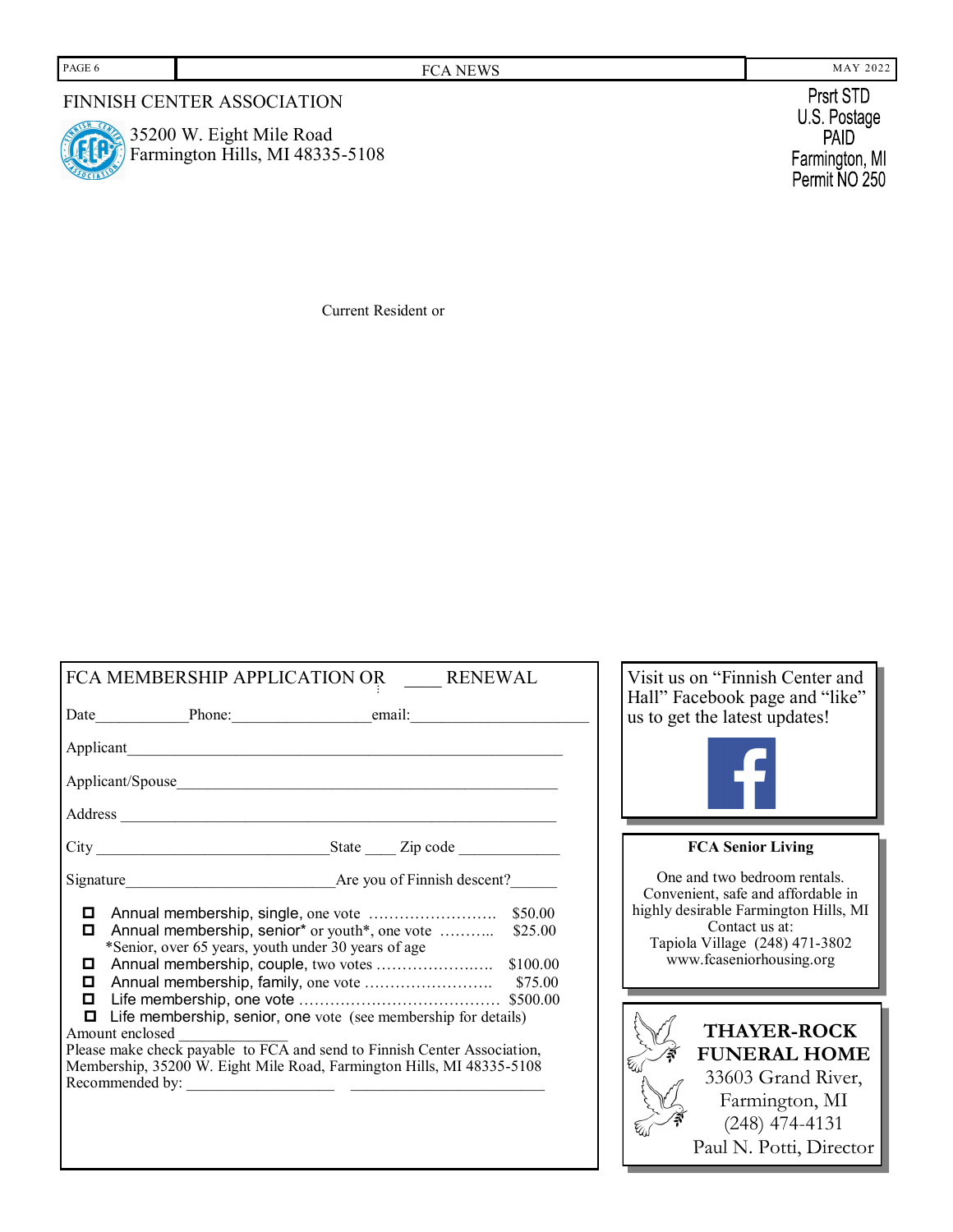FINNISH CENTER ASSOCIATION

35200 W. Eight Mile Road
Farmington Hills, MI 48335-5108

Prsrt STD
U.S. Postage
PAID
Farmington, MI
Permit NO 250

Current Resident or

## FCA MEMBERSHIP APPLICATION OR ____ RENEWAL

Date___________Phone:_________________email:______________________

Applicant_______________________________________________________

Applicant/Spouse_________________________________________________

Address ________________________________________________________

City _____________________________State ____ Zip code _____________

Signature___________________________Are you of Finnish descent?______

- ◻ Annual membership, single, one vote ……………………… $50.00
- ◻ Annual membership, senior* or youth*, one vote ……….. $25.00
  *Senior, over 65 years, youth under 30 years of age
- ◻ Annual membership, couple, two votes …………………… $100.00
- ◻ Annual membership, family, one vote ……………………… $75.00
- ◻ Life membership, one vote …………………………………… $500.00
- ◻ Life membership, senior, one vote (see membership for details)

Amount enclosed _____________

Please make check payable to FCA and send to Finnish Center Association, Membership, 35200 W. Eight Mile Road, Farmington Hills, MI 48335-5108

Recommended by: __________________ ________________________

Visit us on "Finnish Center and Hall" Facebook page and "like" us to get the latest updates!

**FCA Senior Living**

One and two bedroom rentals.
Convenient, safe and affordable in highly desirable Farmington Hills, MI
Contact us at:
Tapiola Village (248) 471-3802
www.fcaseniorhousing.org

**THAYER-ROCK FUNERAL HOME**
33603 Grand River,
Farmington, MI
(248) 474-4131
Paul N. Potti, Director